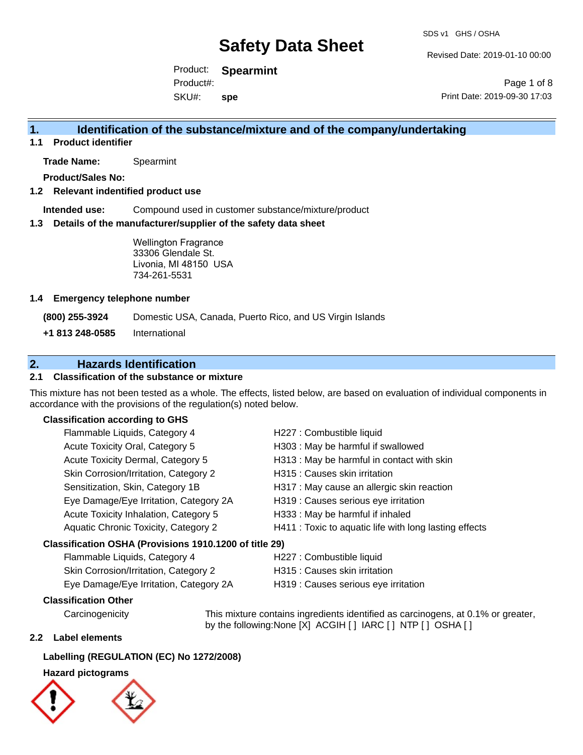# Safety Data Sheet

SDS v1 GHS / OSHA

Revised Date: 2019-01-10 00:00

Product: **Spearmint**
Product#:
SKU#: **spe**

Print Date: 2019-09-30 17:03

## 1. Identification of the substance/mixture and of the company/undertaking

### 1.1 Product identifier

**Trade Name:** Spearmint

**Product/Sales No:**

### 1.2 Relevant indentified product use

**Intended use:** Compound used in customer substance/mixture/product

### 1.3 Details of the manufacturer/supplier of the safety data sheet

Wellington Fragrance
33306 Glendale St.
Livonia, MI 48150 USA
734-261-5531

### 1.4 Emergency telephone number

**(800) 255-3924** Domestic USA, Canada, Puerto Rico, and US Virgin Islands

**+1 813 248-0585** International

## 2. Hazards Identification

### 2.1 Classification of the substance or mixture

This mixture has not been tested as a whole. The effects, listed below, are based on evaluation of individual components in accordance with the provisions of the regulation(s) noted below.

**Classification according to GHS**

| | |
|---|---|
| Flammable Liquids, Category 4 | H227 : Combustible liquid |
| Acute Toxicity Oral, Category 5 | H303 : May be harmful if swallowed |
| Acute Toxicity Dermal, Category 5 | H313 : May be harmful in contact with skin |
| Skin Corrosion/Irritation, Category 2 | H315 : Causes skin irritation |
| Sensitization, Skin, Category 1B | H317 : May cause an allergic skin reaction |
| Eye Damage/Eye Irritation, Category 2A | H319 : Causes serious eye irritation |
| Acute Toxicity Inhalation, Category 5 | H333 : May be harmful if inhaled |
| Aquatic Chronic Toxicity, Category 2 | H411 : Toxic to aquatic life with long lasting effects |

**Classification OSHA (Provisions 1910.1200 of title 29)**

| | |
|---|---|
| Flammable Liquids, Category 4 | H227 : Combustible liquid |
| Skin Corrosion/Irritation, Category 2 | H315 : Causes skin irritation |
| Eye Damage/Eye Irritation, Category 2A | H319 : Causes serious eye irritation |

**Classification Other**

Carcinogenicity: This mixture contains ingredients identified as carcinogens, at 0.1% or greater, by the following:None [X] ACGIH [ ] IARC [ ] NTP [ ] OSHA [ ]

### 2.2 Label elements

**Labelling (REGULATION (EC) No 1272/2008)**

**Hazard pictograms**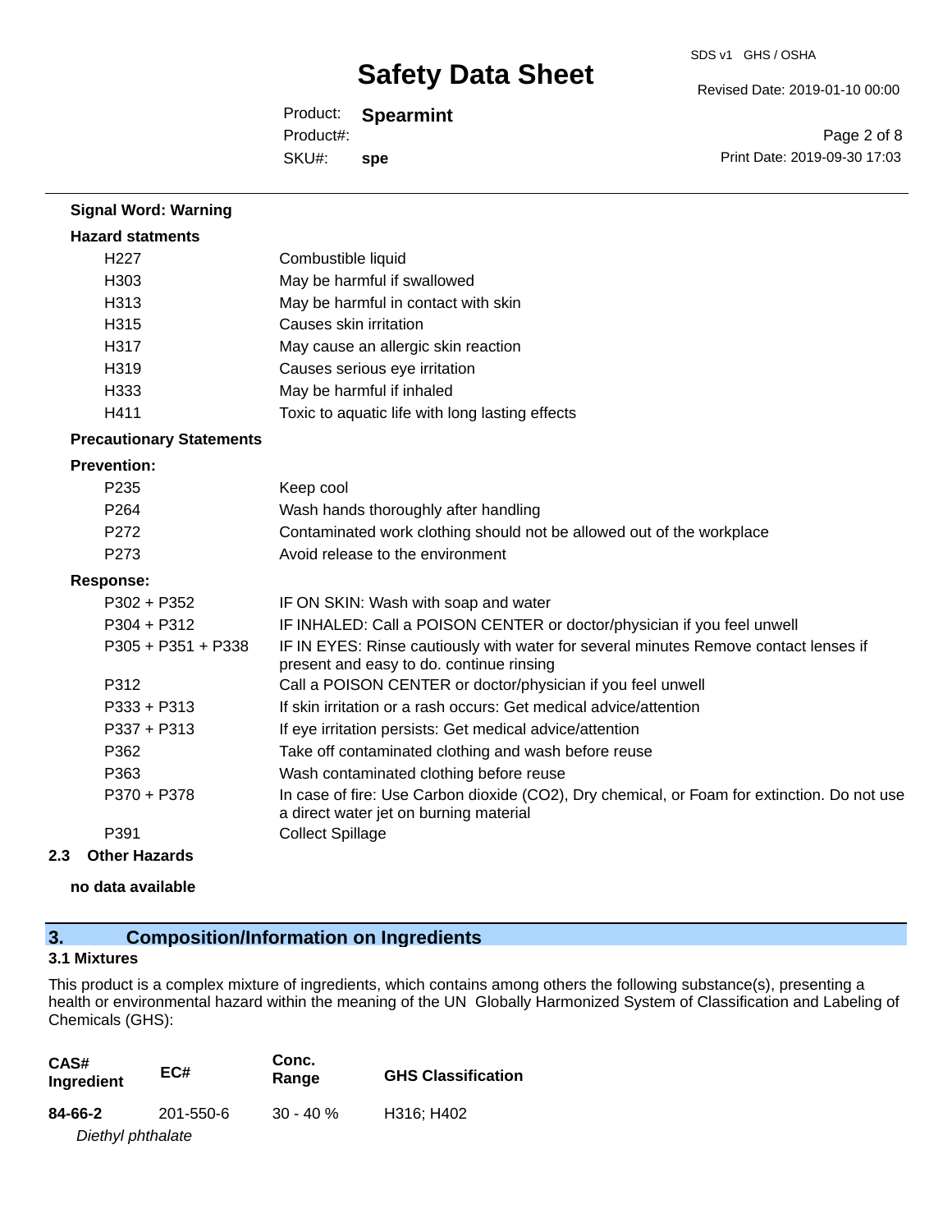**Signal Word: Warning**

**Hazard statments**

| | |
|---|---|
| H227 | Combustible liquid |
| H303 | May be harmful if swallowed |
| H313 | May be harmful in contact with skin |
| H315 | Causes skin irritation |
| H317 | May cause an allergic skin reaction |
| H319 | Causes serious eye irritation |
| H333 | May be harmful if inhaled |
| H411 | Toxic to aquatic life with long lasting effects |

**Precautionary Statements**

**Prevention:**

| | |
|---|---|
| P235 | Keep cool |
| P264 | Wash hands thoroughly after handling |
| P272 | Contaminated work clothing should not be allowed out of the workplace |
| P273 | Avoid release to the environment |

**Response:**

| | |
|---|---|
| P302 + P352 | IF ON SKIN: Wash with soap and water |
| P304 + P312 | IF INHALED: Call a POISON CENTER or doctor/physician if you feel unwell |
| P305 + P351 + P338 | IF IN EYES: Rinse cautiously with water for several minutes Remove contact lenses if present and easy to do. continue rinsing |
| P312 | Call a POISON CENTER or doctor/physician if you feel unwell |
| P333 + P313 | If skin irritation or a rash occurs: Get medical advice/attention |
| P337 + P313 | If eye irritation persists: Get medical advice/attention |
| P362 | Take off contaminated clothing and wash before reuse |
| P363 | Wash contaminated clothing before reuse |
| P370 + P378 | In case of fire: Use Carbon dioxide ($CO_2$), Dry chemical, or Foam for extinction. Do not use a direct water jet on burning material |
| P391 | Collect Spillage |

### 2.3 Other Hazards

**no data available**

## 3. Composition/Information on Ingredients

### 3.1 Mixtures

This product is a complex mixture of ingredients, which contains among others the following substance(s), presenting a health or environmental hazard within the meaning of the UN Globally Harmonized System of Classification and Labeling of Chemicals (GHS):

| CAS# Ingredient | EC# | Conc. Range | GHS Classification |
|---|---|---|---|
| **84-66-2** *Diethyl phthalate* | 201-550-6 | 30 - 40 % | H316; H402 |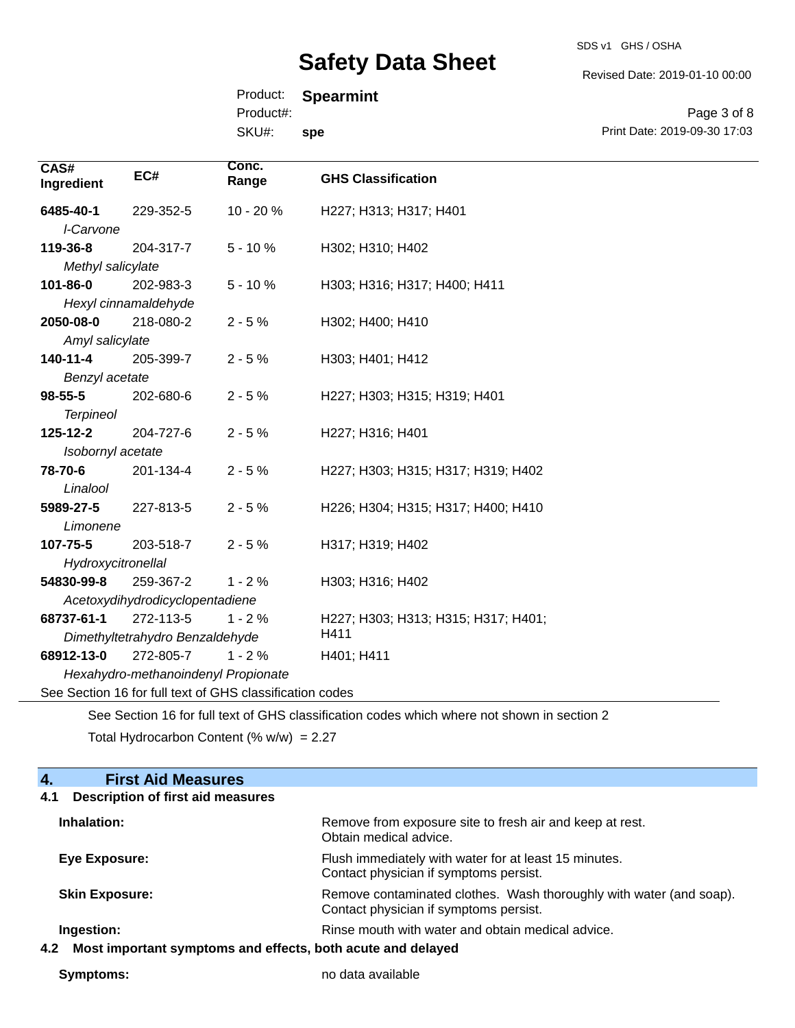| CAS# Ingredient | EC# | Conc. Range | GHS Classification |
|---|---|---|---|
| **6485-40-1** *l-Carvone* | 229-352-5 | 10 - 20 % | H227; H313; H317; H401 |
| **119-36-8** *Methyl salicylate* | 204-317-7 | 5 - 10 % | H302; H310; H402 |
| **101-86-0** *Hexyl cinnamaldehyde* | 202-983-3 | 5 - 10 % | H303; H316; H317; H400; H411 |
| **2050-08-0** *Amyl salicylate* | 218-080-2 | 2 - 5 % | H302; H400; H410 |
| **140-11-4** *Benzyl acetate* | 205-399-7 | 2 - 5 % | H303; H401; H412 |
| **98-55-5** *Terpineol* | 202-680-6 | 2 - 5 % | H227; H303; H315; H319; H401 |
| **125-12-2** *Isobornyl acetate* | 204-727-6 | 2 - 5 % | H227; H316; H401 |
| **78-70-6** *Linalool* | 201-134-4 | 2 - 5 % | H227; H303; H315; H317; H319; H402 |
| **5989-27-5** *Limonene* | 227-813-5 | 2 - 5 % | H226; H304; H315; H317; H400; H410 |
| **107-75-5** *Hydroxycitronellal* | 203-518-7 | 2 - 5 % | H317; H319; H402 |
| **54830-99-8** *Acetoxydihydrodicyclopentadiene* | 259-367-2 | 1 - 2 % | H303; H316; H402 |
| **68737-61-1** *Dimethyltetrahydro Benzaldehyde* | 272-113-5 | 1 - 2 % | H227; H303; H313; H315; H317; H401; H411 |
| **68912-13-0** *Hexahydro-methanoindenyl Propionate* | 272-805-7 | 1 - 2 % | H401; H411 |

See Section 16 for full text of GHS classification codes

See Section 16 for full text of GHS classification codes which where not shown in section 2

Total Hydrocarbon Content (% w/w) = 2.27

## 4. First Aid Measures

### 4.1 Description of first aid measures

**Inhalation:** Remove from exposure site to fresh air and keep at rest. Obtain medical advice.

**Eye Exposure:** Flush immediately with water for at least 15 minutes. Contact physician if symptoms persist.

**Skin Exposure:** Remove contaminated clothes. Wash thoroughly with water (and soap). Contact physician if symptoms persist.

**Ingestion:** Rinse mouth with water and obtain medical advice.

### 4.2 Most important symptoms and effects, both acute and delayed

**Symptoms:** no data available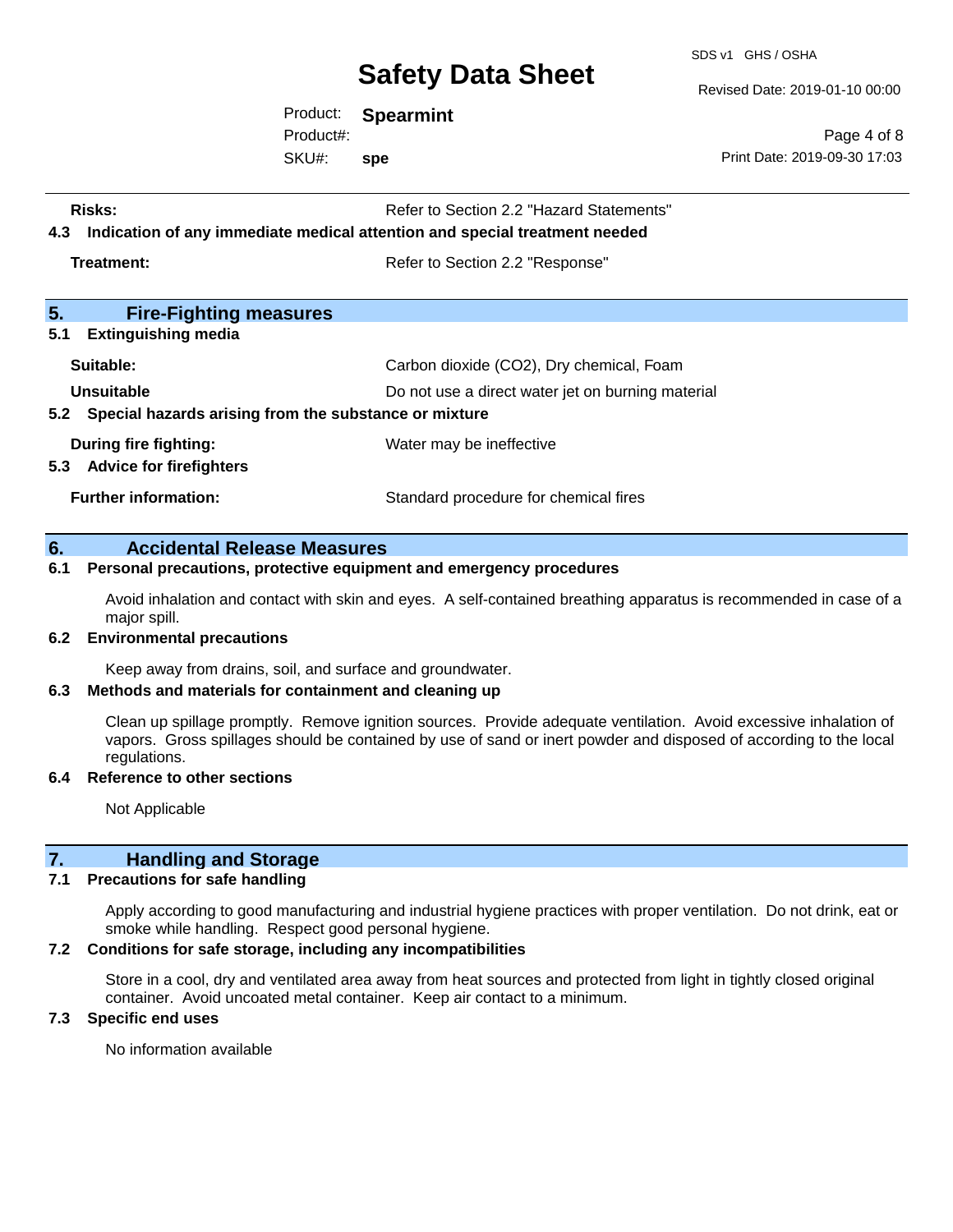**Risks:** Refer to Section 2.2 "Hazard Statements"

**4.3 Indication of any immediate medical attention and special treatment needed**

**Treatment:** Refer to Section 2.2 "Response"

## 5. Fire-Fighting measures

### 5.1 Extinguishing media

| | |
|---|---|
| **Suitable:** | Carbon dioxide ($CO_2$), Dry chemical, Foam |
| **Unsuitable** | Do not use a direct water jet on burning material |

### 5.2 Special hazards arising from the substance or mixture

**During fire fighting:** Water may be ineffective

### 5.3 Advice for firefighters

**Further information:** Standard procedure for chemical fires

## 6. Accidental Release Measures

### 6.1 Personal precautions, protective equipment and emergency procedures

Avoid inhalation and contact with skin and eyes. A self-contained breathing apparatus is recommended in case of a major spill.

### 6.2 Environmental precautions

Keep away from drains, soil, and surface and groundwater.

### 6.3 Methods and materials for containment and cleaning up

Clean up spillage promptly. Remove ignition sources. Provide adequate ventilation. Avoid excessive inhalation of vapors. Gross spillages should be contained by use of sand or inert powder and disposed of according to the local regulations.

### 6.4 Reference to other sections

Not Applicable

## 7. Handling and Storage

### 7.1 Precautions for safe handling

Apply according to good manufacturing and industrial hygiene practices with proper ventilation. Do not drink, eat or smoke while handling. Respect good personal hygiene.

### 7.2 Conditions for safe storage, including any incompatibilities

Store in a cool, dry and ventilated area away from heat sources and protected from light in tightly closed original container. Avoid uncoated metal container. Keep air contact to a minimum.

### 7.3 Specific end uses

No information available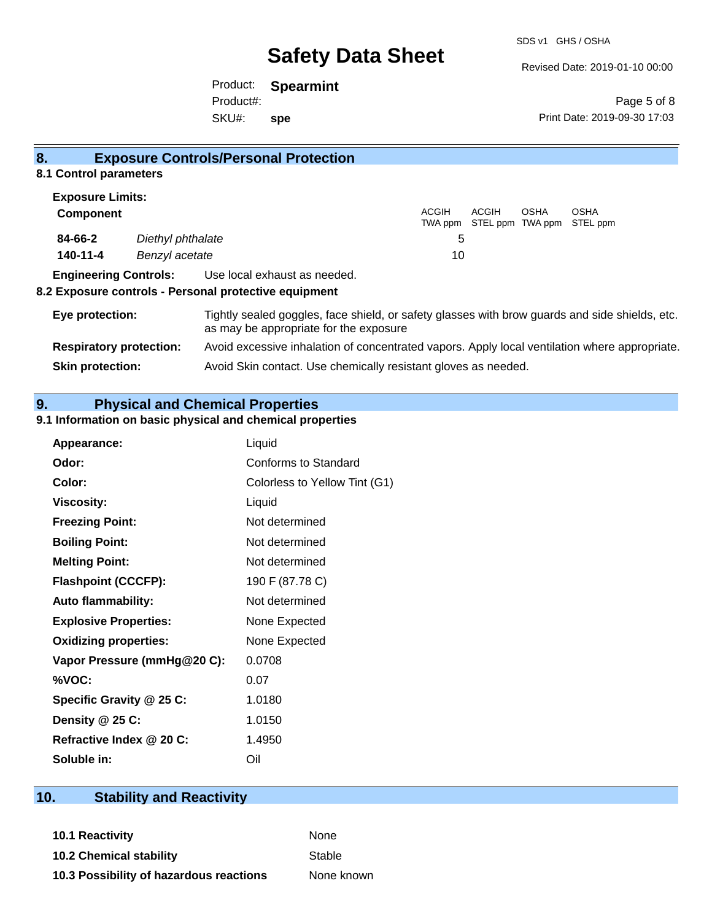## 8. Exposure Controls/Personal Protection

### 8.1 Control parameters

**Exposure Limits:**

| Component | | ACGIH TWA ppm | ACGIH STEL ppm | OSHA TWA ppm | OSHA STEL ppm |
|---|---|---|---|---|---|
| **84-66-2** | *Diethyl phthalate* | 5 | | | |
| **140-11-4** | *Benzyl acetate* | 10 | | | |

**Engineering Controls:** Use local exhaust as needed.

### 8.2 Exposure controls - Personal protective equipment

**Eye protection:** Tightly sealed goggles, face shield, or safety glasses with brow guards and side shields, etc. as may be appropriate for the exposure

**Respiratory protection:** Avoid excessive inhalation of concentrated vapors. Apply local ventilation where appropriate.

**Skin protection:** Avoid Skin contact. Use chemically resistant gloves as needed.

## 9. Physical and Chemical Properties

### 9.1 Information on basic physical and chemical properties

| | |
|---|---|
| **Appearance:** | Liquid |
| **Odor:** | Conforms to Standard |
| **Color:** | Colorless to Yellow Tint (G1) |
| **Viscosity:** | Liquid |
| **Freezing Point:** | Not determined |
| **Boiling Point:** | Not determined |
| **Melting Point:** | Not determined |
| **Flashpoint (CCCFP):** | 190 F (87.78 C) |
| **Auto flammability:** | Not determined |
| **Explosive Properties:** | None Expected |
| **Oxidizing properties:** | None Expected |
| **Vapor Pressure (mmHg@20 C):** | 0.0708 |
| **%VOC:** | 0.07 |
| **Specific Gravity @ 25 C:** | 1.0180 |
| **Density @ 25 C:** | 1.0150 |
| **Refractive Index @ 20 C:** | 1.4950 |
| **Soluble in:** | Oil |

## 10. Stability and Reactivity

| | |
|---|---|
| **10.1 Reactivity** | None |
| **10.2 Chemical stability** | Stable |
| **10.3 Possibility of hazardous reactions** | None known |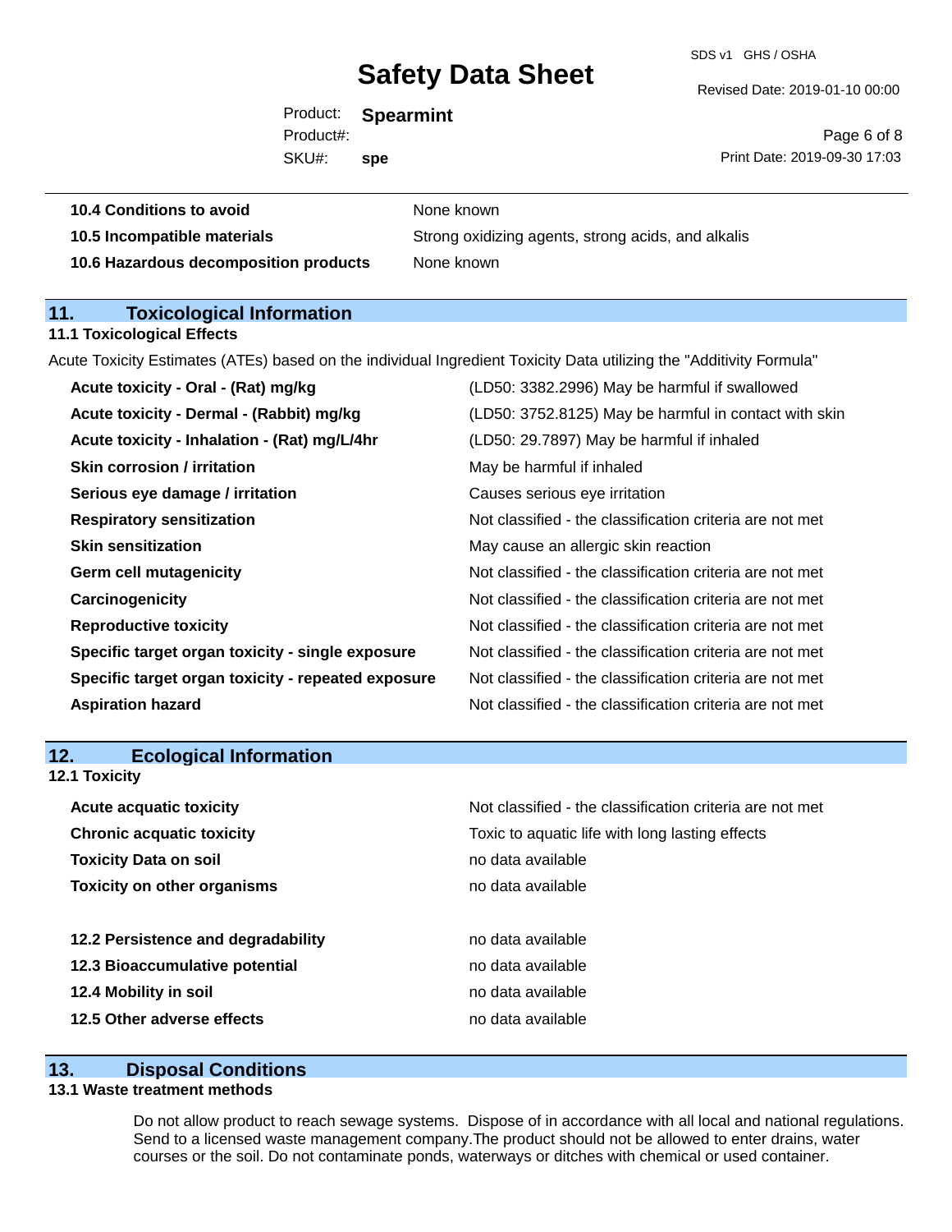| | |
|---|---|
| **10.4 Conditions to avoid** | None known |
| **10.5 Incompatible materials** | Strong oxidizing agents, strong acids, and alkalis |
| **10.6 Hazardous decomposition products** | None known |

## 11. Toxicological Information

### 11.1 Toxicological Effects

Acute Toxicity Estimates (ATEs) based on the individual Ingredient Toxicity Data utilizing the "Additivity Formula"

| | |
|---|---|
| **Acute toxicity - Oral - (Rat) mg/kg** | (LD50: 3382.2996) May be harmful if swallowed |
| **Acute toxicity - Dermal - (Rabbit) mg/kg** | (LD50: 3752.8125) May be harmful in contact with skin |
| **Acute toxicity - Inhalation - (Rat) mg/L/4hr** | (LD50: 29.7897) May be harmful if inhaled |
| **Skin corrosion / irritation** | May be harmful if inhaled |
| **Serious eye damage / irritation** | Causes serious eye irritation |
| **Respiratory sensitization** | Not classified - the classification criteria are not met |
| **Skin sensitization** | May cause an allergic skin reaction |
| **Germ cell mutagenicity** | Not classified - the classification criteria are not met |
| **Carcinogenicity** | Not classified - the classification criteria are not met |
| **Reproductive toxicity** | Not classified - the classification criteria are not met |
| **Specific target organ toxicity - single exposure** | Not classified - the classification criteria are not met |
| **Specific target organ toxicity - repeated exposure** | Not classified - the classification criteria are not met |
| **Aspiration hazard** | Not classified - the classification criteria are not met |

## 12. Ecological Information

### 12.1 Toxicity

| | |
|---|---|
| **Acute acquatic toxicity** | Not classified - the classification criteria are not met |
| **Chronic acquatic toxicity** | Toxic to aquatic life with long lasting effects |
| **Toxicity Data on soil** | no data available |
| **Toxicity on other organisms** | no data available |

| | |
|---|---|
| **12.2 Persistence and degradability** | no data available |
| **12.3 Bioaccumulative potential** | no data available |
| **12.4 Mobility in soil** | no data available |
| **12.5 Other adverse effects** | no data available |

## 13. Disposal Conditions

### 13.1 Waste treatment methods

Do not allow product to reach sewage systems. Dispose of in accordance with all local and national regulations. Send to a licensed waste management company.The product should not be allowed to enter drains, water courses or the soil. Do not contaminate ponds, waterways or ditches with chemical or used container.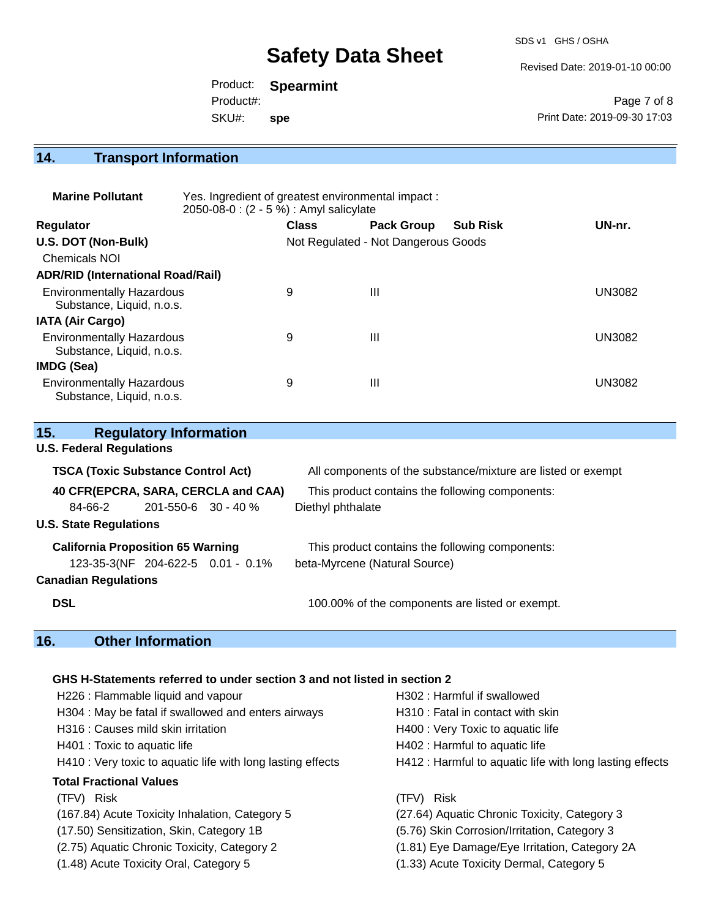## 14. Transport Information

**Marine Pollutant** Yes. Ingredient of greatest environmental impact : 2050-08-0 : (2 - 5 %) : Amyl salicylate

| Regulator | Class | Pack Group | Sub Risk | UN-nr. |
|---|---|---|---|---|
| **U.S. DOT (Non-Bulk)** | Not Regulated - Not Dangerous Goods | | | |
| Chemicals NOI | | | | |
| **ADR/RID (International Road/Rail)** | | | | |
| Environmentally Hazardous Substance, Liquid, n.o.s. | 9 | III | | UN3082 |
| **IATA (Air Cargo)** | | | | |
| Environmentally Hazardous Substance, Liquid, n.o.s. | 9 | III | | UN3082 |
| **IMDG (Sea)** | | | | |
| Environmentally Hazardous Substance, Liquid, n.o.s. | 9 | III | | UN3082 |

## 15. Regulatory Information

**U.S. Federal Regulations**

**TSCA (Toxic Substance Control Act)** All components of the substance/mixture are listed or exempt

**40 CFR(EPCRA, SARA, CERCLA and CAA)** This product contains the following components:

| | | | |
|---|---|---|---|
| 84-66-2 | 201-550-6 | 30 - 40 % | Diethyl phthalate |

**U.S. State Regulations**

**California Proposition 65 Warning** This product contains the following components:

| | | | |
|---|---|---|---|
| 123-35-3(NF | 204-622-5 | 0.01 - 0.1% | beta-Myrcene (Natural Source) |

**Canadian Regulations**

**DSL** 100.00% of the components are listed or exempt.

## 16. Other Information

**GHS H-Statements referred to under section 3 and not listed in section 2**

H226 : Flammable liquid and vapour
H302 : Harmful if swallowed
H304 : May be fatal if swallowed and enters airways
H310 : Fatal in contact with skin
H316 : Causes mild skin irritation
H400 : Very Toxic to aquatic life
H401 : Toxic to aquatic life
H402 : Harmful to aquatic life
H410 : Very toxic to aquatic life with long lasting effects
H412 : Harmful to aquatic life with long lasting effects

**Total Fractional Values**

| (TFV) Risk | (TFV) Risk |
|---|---|
| (167.84) Acute Toxicity Inhalation, Category 5 | (27.64) Aquatic Chronic Toxicity, Category 3 |
| (17.50) Sensitization, Skin, Category 1B | (5.76) Skin Corrosion/Irritation, Category 3 |
| (2.75) Aquatic Chronic Toxicity, Category 2 | (1.81) Eye Damage/Eye Irritation, Category 2A |
| (1.48) Acute Toxicity Oral, Category 5 | (1.33) Acute Toxicity Dermal, Category 5 |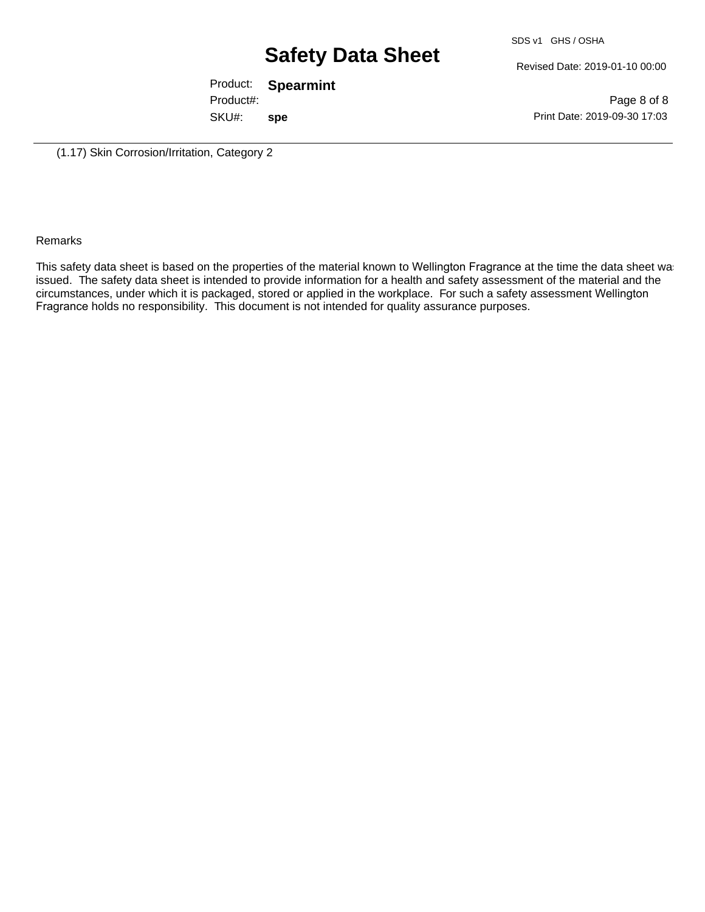(1.17) Skin Corrosion/Irritation, Category 2

Remarks

This safety data sheet is based on the properties of the material known to Wellington Fragrance at the time the data sheet was issued. The safety data sheet is intended to provide information for a health and safety assessment of the material and the circumstances, under which it is packaged, stored or applied in the workplace. For such a safety assessment Wellington Fragrance holds no responsibility. This document is not intended for quality assurance purposes.